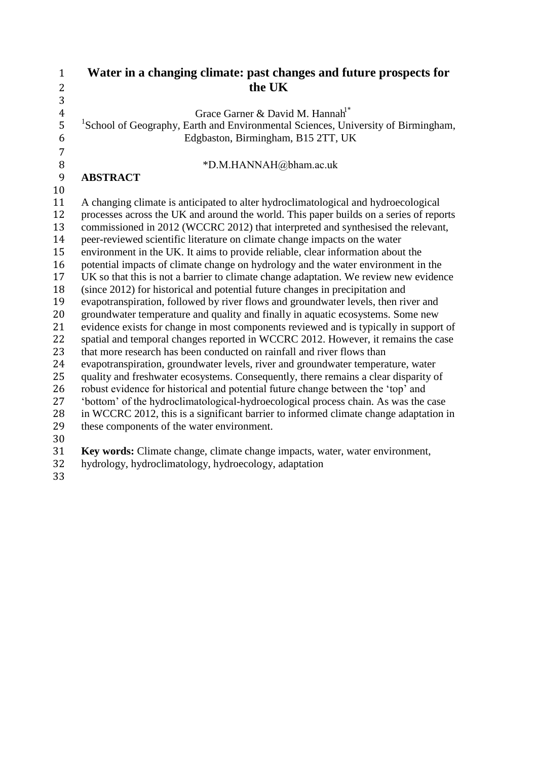# Water in a changing climate: past changes and future prospects for the UK

Grace Garner & David M. Hannah[1*]

[1]School of Geography, Earth and Environmental Sciences, University of Birmingham, Edgbaston, Birmingham, B15 2TT, UK

*D.M.HANNAH@bham.ac.uk

## ABSTRACT

A changing climate is anticipated to alter hydroclimatological and hydroecological processes across the UK and around the world. This paper builds on a series of reports commissioned in 2012 (WCCRC 2012) that interpreted and synthesised the relevant, peer-reviewed scientific literature on climate change impacts on the water environment in the UK. It aims to provide reliable, clear information about the potential impacts of climate change on hydrology and the water environment in the UK so that this is not a barrier to climate change adaptation. We review new evidence (since 2012) for historical and potential future changes in precipitation and evapotranspiration, followed by river flows and groundwater levels, then river and groundwater temperature and quality and finally in aquatic ecosystems. Some new evidence exists for change in most components reviewed and is typically in support of spatial and temporal changes reported in WCCRC 2012. However, it remains the case that more research has been conducted on rainfall and river flows than evapotranspiration, groundwater levels, river and groundwater temperature, water quality and freshwater ecosystems. Consequently, there remains a clear disparity of robust evidence for historical and potential future change between the 'top' and 'bottom' of the hydroclimatological-hydroecological process chain. As was the case in WCCRC 2012, this is a significant barrier to informed climate change adaptation in these components of the water environment.

**Key words:** Climate change, climate change impacts, water, water environment, hydrology, hydroclimatology, hydroecology, adaptation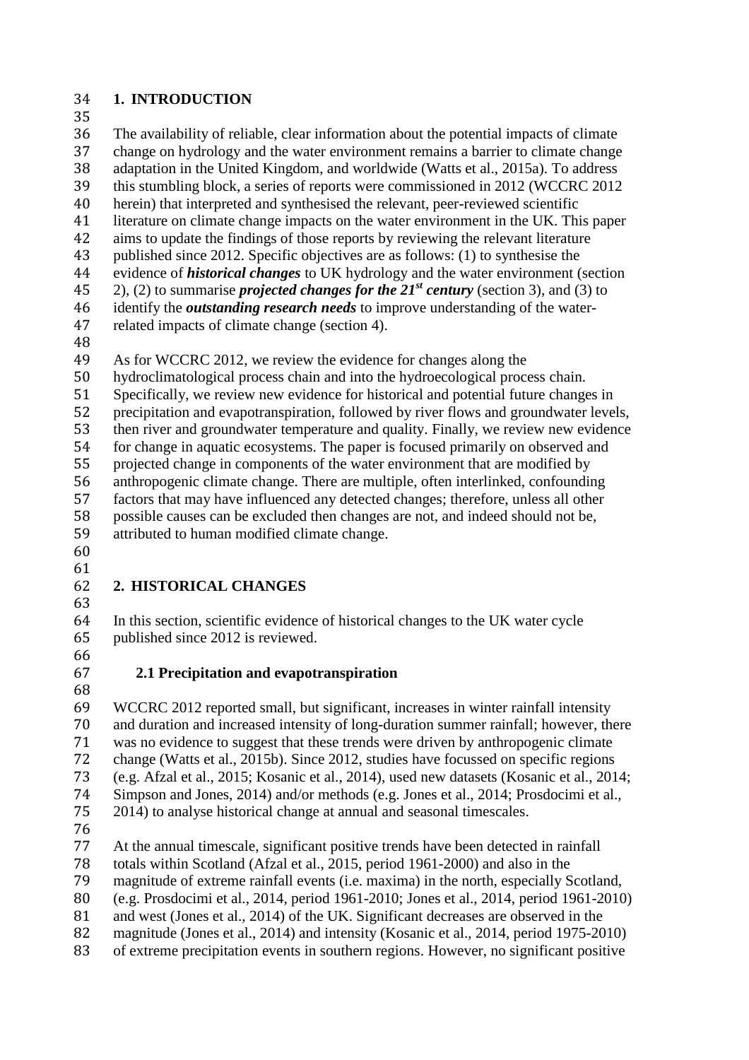# 1. INTRODUCTION

The availability of reliable, clear information about the potential impacts of climate change on hydrology and the water environment remains a barrier to climate change adaptation in the United Kingdom, and worldwide (Watts et al., 2015a). To address this stumbling block, a series of reports were commissioned in 2012 (WCCRC 2012 herein) that interpreted and synthesised the relevant, peer-reviewed scientific literature on climate change impacts on the water environment in the UK. This paper aims to update the findings of those reports by reviewing the relevant literature published since 2012. Specific objectives are as follows: (1) to synthesise the evidence of ***historical changes*** to UK hydrology and the water environment (section 2), (2) to summarise ***projected changes for the 21^st^ century*** (section 3), and (3) to identify the ***outstanding research needs*** to improve understanding of the water-related impacts of climate change (section 4).

As for WCCRC 2012, we review the evidence for changes along the hydroclimatological process chain and into the hydroecological process chain. Specifically, we review new evidence for historical and potential future changes in precipitation and evapotranspiration, followed by river flows and groundwater levels, then river and groundwater temperature and quality. Finally, we review new evidence for change in aquatic ecosystems. The paper is focused primarily on observed and projected change in components of the water environment that are modified by anthropogenic climate change. There are multiple, often interlinked, confounding factors that may have influenced any detected changes; therefore, unless all other possible causes can be excluded then changes are not, and indeed should not be, attributed to human modified climate change.

# 2. HISTORICAL CHANGES

In this section, scientific evidence of historical changes to the UK water cycle published since 2012 is reviewed.

## 2.1 Precipitation and evapotranspiration

WCCRC 2012 reported small, but significant, increases in winter rainfall intensity and duration and increased intensity of long-duration summer rainfall; however, there was no evidence to suggest that these trends were driven by anthropogenic climate change (Watts et al., 2015b). Since 2012, studies have focussed on specific regions (e.g. Afzal et al., 2015; Kosanic et al., 2014), used new datasets (Kosanic et al., 2014; Simpson and Jones, 2014) and/or methods (e.g. Jones et al., 2014; Prosdocimi et al., 2014) to analyse historical change at annual and seasonal timescales.

At the annual timescale, significant positive trends have been detected in rainfall totals within Scotland (Afzal et al., 2015, period 1961-2000) and also in the magnitude of extreme rainfall events (i.e. maxima) in the north, especially Scotland, (e.g. Prosdocimi et al., 2014, period 1961-2010; Jones et al., 2014, period 1961-2010) and west (Jones et al., 2014) of the UK. Significant decreases are observed in the magnitude (Jones et al., 2014) and intensity (Kosanic et al., 2014, period 1975-2010) of extreme precipitation events in southern regions. However, no significant positive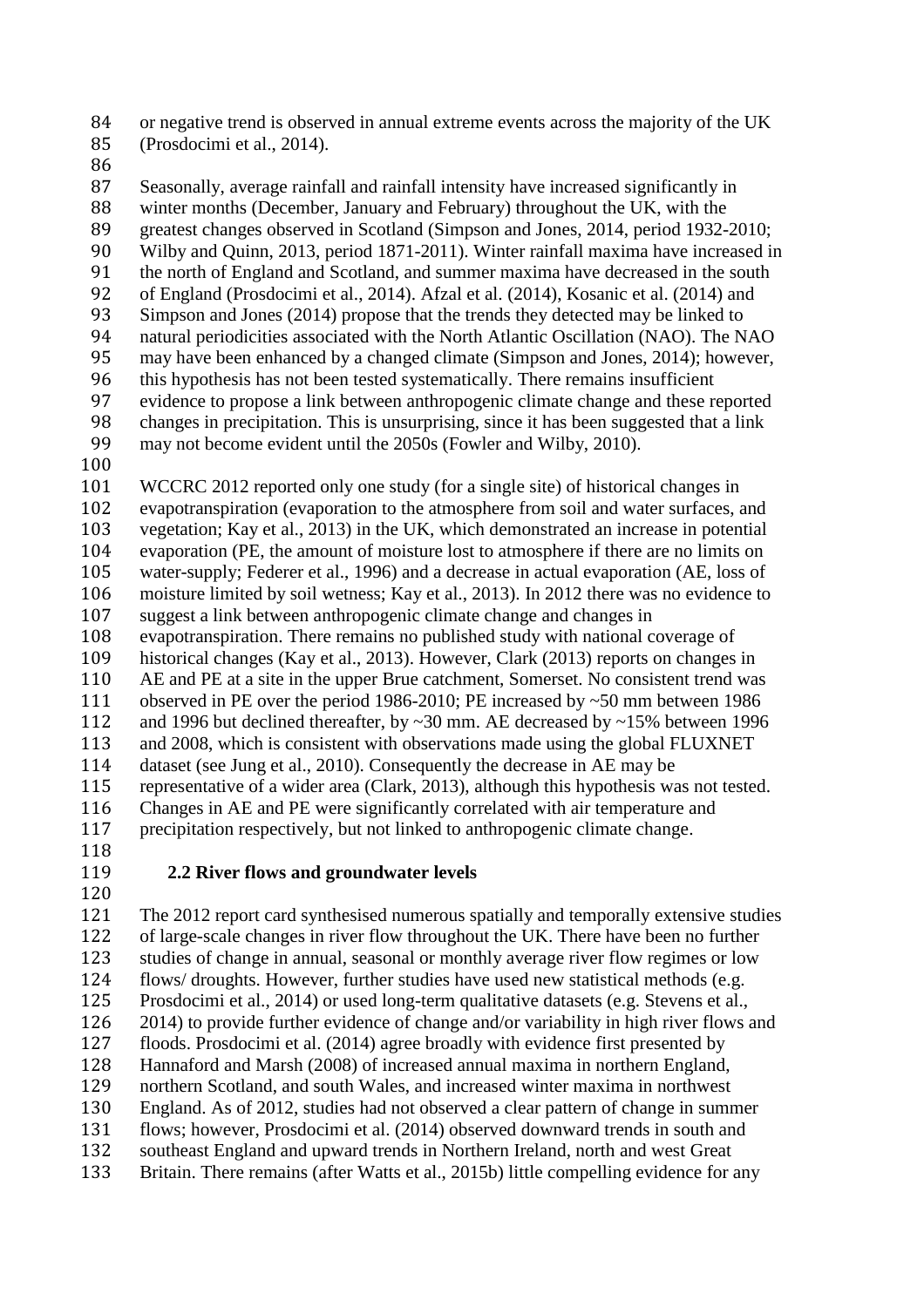or negative trend is observed in annual extreme events across the majority of the UK (Prosdocimi et al., 2014).

Seasonally, average rainfall and rainfall intensity have increased significantly in winter months (December, January and February) throughout the UK, with the greatest changes observed in Scotland (Simpson and Jones, 2014, period 1932-2010; Wilby and Quinn, 2013, period 1871-2011). Winter rainfall maxima have increased in the north of England and Scotland, and summer maxima have decreased in the south of England (Prosdocimi et al., 2014). Afzal et al. (2014), Kosanic et al. (2014) and Simpson and Jones (2014) propose that the trends they detected may be linked to natural periodicities associated with the North Atlantic Oscillation (NAO). The NAO may have been enhanced by a changed climate (Simpson and Jones, 2014); however, this hypothesis has not been tested systematically. There remains insufficient evidence to propose a link between anthropogenic climate change and these reported changes in precipitation. This is unsurprising, since it has been suggested that a link may not become evident until the 2050s (Fowler and Wilby, 2010).

WCCRC 2012 reported only one study (for a single site) of historical changes in evapotranspiration (evaporation to the atmosphere from soil and water surfaces, and vegetation; Kay et al., 2013) in the UK, which demonstrated an increase in potential evaporation (PE, the amount of moisture lost to atmosphere if there are no limits on water-supply; Federer et al., 1996) and a decrease in actual evaporation (AE, loss of moisture limited by soil wetness; Kay et al., 2013). In 2012 there was no evidence to suggest a link between anthropogenic climate change and changes in evapotranspiration. There remains no published study with national coverage of historical changes (Kay et al., 2013). However, Clark (2013) reports on changes in AE and PE at a site in the upper Brue catchment, Somerset. No consistent trend was observed in PE over the period 1986-2010; PE increased by ~50 mm between 1986 and 1996 but declined thereafter, by ~30 mm. AE decreased by ~15% between 1996 and 2008, which is consistent with observations made using the global FLUXNET dataset (see Jung et al., 2010). Consequently the decrease in AE may be representative of a wider area (Clark, 2013), although this hypothesis was not tested. Changes in AE and PE were significantly correlated with air temperature and precipitation respectively, but not linked to anthropogenic climate change.

### 2.2 River flows and groundwater levels

The 2012 report card synthesised numerous spatially and temporally extensive studies of large-scale changes in river flow throughout the UK. There have been no further studies of change in annual, seasonal or monthly average river flow regimes or low flows/ droughts. However, further studies have used new statistical methods (e.g. Prosdocimi et al., 2014) or used long-term qualitative datasets (e.g. Stevens et al., 2014) to provide further evidence of change and/or variability in high river flows and floods. Prosdocimi et al. (2014) agree broadly with evidence first presented by Hannaford and Marsh (2008) of increased annual maxima in northern England, northern Scotland, and south Wales, and increased winter maxima in northwest England. As of 2012, studies had not observed a clear pattern of change in summer flows; however, Prosdocimi et al. (2014) observed downward trends in south and southeast England and upward trends in Northern Ireland, north and west Great Britain. There remains (after Watts et al., 2015b) little compelling evidence for any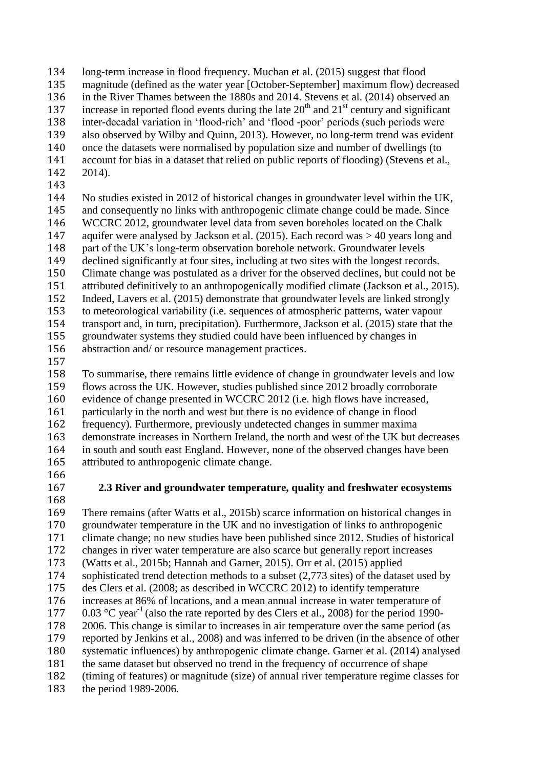long-term increase in flood frequency. Muchan et al. (2015) suggest that flood magnitude (defined as the water year [October-September] maximum flow) decreased in the River Thames between the 1880s and 2014. Stevens et al. (2014) observed an increase in reported flood events during the late $20^{th}$ and $21^{st}$ century and significant inter-decadal variation in 'flood-rich' and 'flood -poor' periods (such periods were also observed by Wilby and Quinn, 2013). However, no long-term trend was evident once the datasets were normalised by population size and number of dwellings (to account for bias in a dataset that relied on public reports of flooding) (Stevens et al., 2014).

No studies existed in 2012 of historical changes in groundwater level within the UK, and consequently no links with anthropogenic climate change could be made. Since WCCRC 2012, groundwater level data from seven boreholes located on the Chalk aquifer were analysed by Jackson et al. (2015). Each record was > 40 years long and part of the UK's long-term observation borehole network. Groundwater levels declined significantly at four sites, including at two sites with the longest records. Climate change was postulated as a driver for the observed declines, but could not be attributed definitively to an anthropogenically modified climate (Jackson et al., 2015). Indeed, Lavers et al. (2015) demonstrate that groundwater levels are linked strongly to meteorological variability (i.e. sequences of atmospheric patterns, water vapour transport and, in turn, precipitation). Furthermore, Jackson et al. (2015) state that the groundwater systems they studied could have been influenced by changes in abstraction and/ or resource management practices.

To summarise, there remains little evidence of change in groundwater levels and low flows across the UK. However, studies published since 2012 broadly corroborate evidence of change presented in WCCRC 2012 (i.e. high flows have increased, particularly in the north and west but there is no evidence of change in flood frequency). Furthermore, previously undetected changes in summer maxima demonstrate increases in Northern Ireland, the north and west of the UK but decreases in south and south east England. However, none of the observed changes have been attributed to anthropogenic climate change.

### 2.3 River and groundwater temperature, quality and freshwater ecosystems

There remains (after Watts et al., 2015b) scarce information on historical changes in groundwater temperature in the UK and no investigation of links to anthropogenic climate change; no new studies have been published since 2012. Studies of historical changes in river water temperature are also scarce but generally report increases (Watts et al., 2015b; Hannah and Garner, 2015). Orr et al. (2015) applied sophisticated trend detection methods to a subset (2,773 sites) of the dataset used by des Clers et al. (2008; as described in WCCRC 2012) to identify temperature increases at 86% of locations, and a mean annual increase in water temperature of 0.03 °C $year^{-1}$ (also the rate reported by des Clers et al., 2008) for the period 1990-2006. This change is similar to increases in air temperature over the same period (as reported by Jenkins et al., 2008) and was inferred to be driven (in the absence of other systematic influences) by anthropogenic climate change. Garner et al. (2014) analysed the same dataset but observed no trend in the frequency of occurrence of shape (timing of features) or magnitude (size) of annual river temperature regime classes for the period 1989-2006.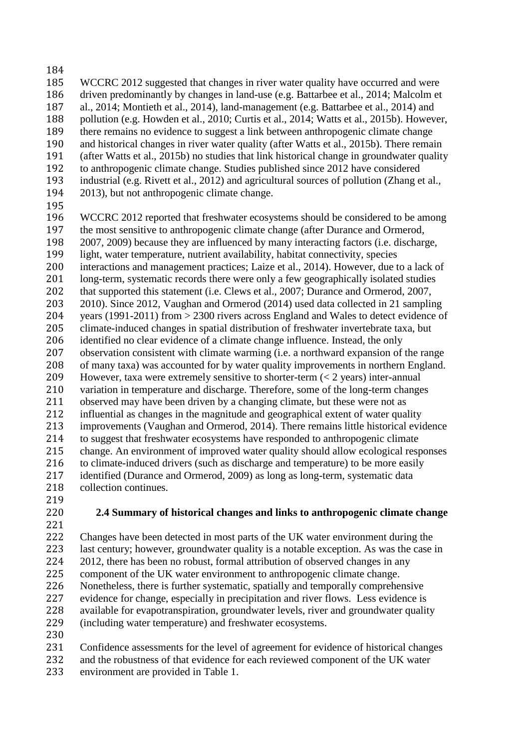WCCRC 2012 suggested that changes in river water quality have occurred and were driven predominantly by changes in land-use (e.g. Battarbee et al., 2014; Malcolm et al., 2014; Montieth et al., 2014), land-management (e.g. Battarbee et al., 2014) and pollution (e.g. Howden et al., 2010; Curtis et al., 2014; Watts et al., 2015b). However, there remains no evidence to suggest a link between anthropogenic climate change and historical changes in river water quality (after Watts et al., 2015b). There remain (after Watts et al., 2015b) no studies that link historical change in groundwater quality to anthropogenic climate change. Studies published since 2012 have considered industrial (e.g. Rivett et al., 2012) and agricultural sources of pollution (Zhang et al., 2013), but not anthropogenic climate change.

WCCRC 2012 reported that freshwater ecosystems should be considered to be among the most sensitive to anthropogenic climate change (after Durance and Ormerod, 2007, 2009) because they are influenced by many interacting factors (i.e. discharge, light, water temperature, nutrient availability, habitat connectivity, species interactions and management practices; Laize et al., 2014). However, due to a lack of long-term, systematic records there were only a few geographically isolated studies that supported this statement (i.e. Clews et al., 2007; Durance and Ormerod, 2007, 2010). Since 2012, Vaughan and Ormerod (2014) used data collected in 21 sampling years (1991-2011) from > 2300 rivers across England and Wales to detect evidence of climate-induced changes in spatial distribution of freshwater invertebrate taxa, but identified no clear evidence of a climate change influence. Instead, the only observation consistent with climate warming (i.e. a northward expansion of the range of many taxa) was accounted for by water quality improvements in northern England. However, taxa were extremely sensitive to shorter-term (< 2 years) inter-annual variation in temperature and discharge. Therefore, some of the long-term changes observed may have been driven by a changing climate, but these were not as influential as changes in the magnitude and geographical extent of water quality improvements (Vaughan and Ormerod, 2014). There remains little historical evidence to suggest that freshwater ecosystems have responded to anthropogenic climate change. An environment of improved water quality should allow ecological responses to climate-induced drivers (such as discharge and temperature) to be more easily identified (Durance and Ormerod, 2009) as long as long-term, systematic data collection continues.

### 2.4 Summary of historical changes and links to anthropogenic climate change

Changes have been detected in most parts of the UK water environment during the last century; however, groundwater quality is a notable exception. As was the case in 2012, there has been no robust, formal attribution of observed changes in any component of the UK water environment to anthropogenic climate change. Nonetheless, there is further systematic, spatially and temporally comprehensive evidence for change, especially in precipitation and river flows. Less evidence is available for evapotranspiration, groundwater levels, river and groundwater quality (including water temperature) and freshwater ecosystems.

Confidence assessments for the level of agreement for evidence of historical changes and the robustness of that evidence for each reviewed component of the UK water environment are provided in Table 1.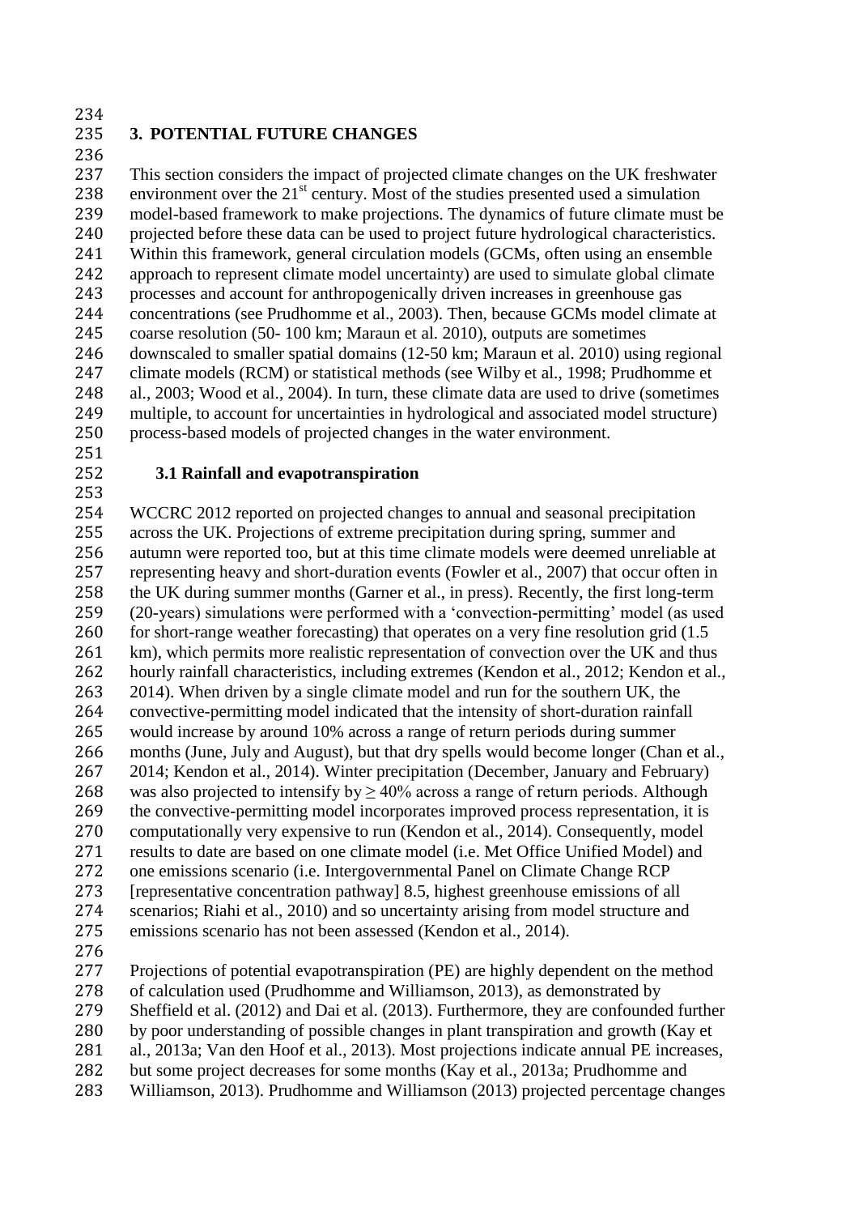## 3. POTENTIAL FUTURE CHANGES

This section considers the impact of projected climate changes on the UK freshwater environment over the 21st century. Most of the studies presented used a simulation model-based framework to make projections. The dynamics of future climate must be projected before these data can be used to project future hydrological characteristics. Within this framework, general circulation models (GCMs, often using an ensemble approach to represent climate model uncertainty) are used to simulate global climate processes and account for anthropogenically driven increases in greenhouse gas concentrations (see Prudhomme et al., 2003). Then, because GCMs model climate at coarse resolution (50- 100 km; Maraun et al. 2010), outputs are sometimes downscaled to smaller spatial domains (12-50 km; Maraun et al. 2010) using regional climate models (RCM) or statistical methods (see Wilby et al., 1998; Prudhomme et al., 2003; Wood et al., 2004). In turn, these climate data are used to drive (sometimes multiple, to account for uncertainties in hydrological and associated model structure) process-based models of projected changes in the water environment.

### 3.1 Rainfall and evapotranspiration

WCCRC 2012 reported on projected changes to annual and seasonal precipitation across the UK. Projections of extreme precipitation during spring, summer and autumn were reported too, but at this time climate models were deemed unreliable at representing heavy and short-duration events (Fowler et al., 2007) that occur often in the UK during summer months (Garner et al., in press). Recently, the first long-term (20-years) simulations were performed with a 'convection-permitting' model (as used for short-range weather forecasting) that operates on a very fine resolution grid (1.5 km), which permits more realistic representation of convection over the UK and thus hourly rainfall characteristics, including extremes (Kendon et al., 2012; Kendon et al., 2014). When driven by a single climate model and run for the southern UK, the convective-permitting model indicated that the intensity of short-duration rainfall would increase by around 10% across a range of return periods during summer months (June, July and August), but that dry spells would become longer (Chan et al., 2014; Kendon et al., 2014). Winter precipitation (December, January and February) was also projected to intensify by $\geq$ 40% across a range of return periods. Although the convective-permitting model incorporates improved process representation, it is computationally very expensive to run (Kendon et al., 2014). Consequently, model results to date are based on one climate model (i.e. Met Office Unified Model) and one emissions scenario (i.e. Intergovernmental Panel on Climate Change RCP [representative concentration pathway] 8.5, highest greenhouse emissions of all scenarios; Riahi et al., 2010) and so uncertainty arising from model structure and emissions scenario has not been assessed (Kendon et al., 2014).

Projections of potential evapotranspiration (PE) are highly dependent on the method of calculation used (Prudhomme and Williamson, 2013), as demonstrated by Sheffield et al. (2012) and Dai et al. (2013). Furthermore, they are confounded further by poor understanding of possible changes in plant transpiration and growth (Kay et al., 2013a; Van den Hoof et al., 2013). Most projections indicate annual PE increases, but some project decreases for some months (Kay et al., 2013a; Prudhomme and Williamson, 2013). Prudhomme and Williamson (2013) projected percentage changes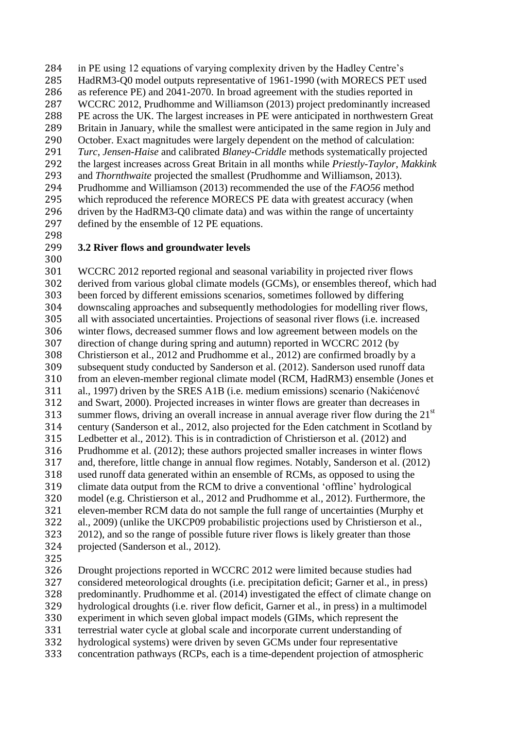in PE using 12 equations of varying complexity driven by the Hadley Centre's HadRM3-Q0 model outputs representative of 1961-1990 (with MORECS PET used as reference PE) and 2041-2070. In broad agreement with the studies reported in WCCRC 2012, Prudhomme and Williamson (2013) project predominantly increased PE across the UK. The largest increases in PE were anticipated in northwestern Great Britain in January, while the smallest were anticipated in the same region in July and October. Exact magnitudes were largely dependent on the method of calculation: *Turc*, *Jensen-Haise* and calibrated *Blaney-Criddle* methods systematically projected the largest increases across Great Britain in all months while *Priestly-Taylor*, *Makkink* and *Thornthwaite* projected the smallest (Prudhomme and Williamson, 2013). Prudhomme and Williamson (2013) recommended the use of the *FAO56* method which reproduced the reference MORECS PE data with greatest accuracy (when driven by the HadRM3-Q0 climate data) and was within the range of uncertainty defined by the ensemble of 12 PE equations.

### 3.2 River flows and groundwater levels

WCCRC 2012 reported regional and seasonal variability in projected river flows derived from various global climate models (GCMs), or ensembles thereof, which had been forced by different emissions scenarios, sometimes followed by differing downscaling approaches and subsequently methodologies for modelling river flows, all with associated uncertainties. Projections of seasonal river flows (i.e. increased winter flows, decreased summer flows and low agreement between models on the direction of change during spring and autumn) reported in WCCRC 2012 (by Christierson et al., 2012 and Prudhomme et al., 2012) are confirmed broadly by a subsequent study conducted by Sanderson et al. (2012). Sanderson used runoff data from an eleven-member regional climate model (RCM, HadRM3) ensemble (Jones et al., 1997) driven by the SRES A1B (i.e. medium emissions) scenario (Nakićenović and Swart, 2000). Projected increases in winter flows are greater than decreases in summer flows, driving an overall increase in annual average river flow during the 21st century (Sanderson et al., 2012, also projected for the Eden catchment in Scotland by Ledbetter et al., 2012). This is in contradiction of Christierson et al. (2012) and Prudhomme et al. (2012); these authors projected smaller increases in winter flows and, therefore, little change in annual flow regimes. Notably, Sanderson et al. (2012) used runoff data generated within an ensemble of RCMs, as opposed to using the climate data output from the RCM to drive a conventional 'offline' hydrological model (e.g. Christierson et al., 2012 and Prudhomme et al., 2012). Furthermore, the eleven-member RCM data do not sample the full range of uncertainties (Murphy et al., 2009) (unlike the UKCP09 probabilistic projections used by Christierson et al., 2012), and so the range of possible future river flows is likely greater than those projected (Sanderson et al., 2012).

Drought projections reported in WCCRC 2012 were limited because studies had considered meteorological droughts (i.e. precipitation deficit; Garner et al., in press) predominantly. Prudhomme et al. (2014) investigated the effect of climate change on hydrological droughts (i.e. river flow deficit, Garner et al., in press) in a multimodel experiment in which seven global impact models (GIMs, which represent the terrestrial water cycle at global scale and incorporate current understanding of hydrological systems) were driven by seven GCMs under four representative concentration pathways (RCPs, each is a time-dependent projection of atmospheric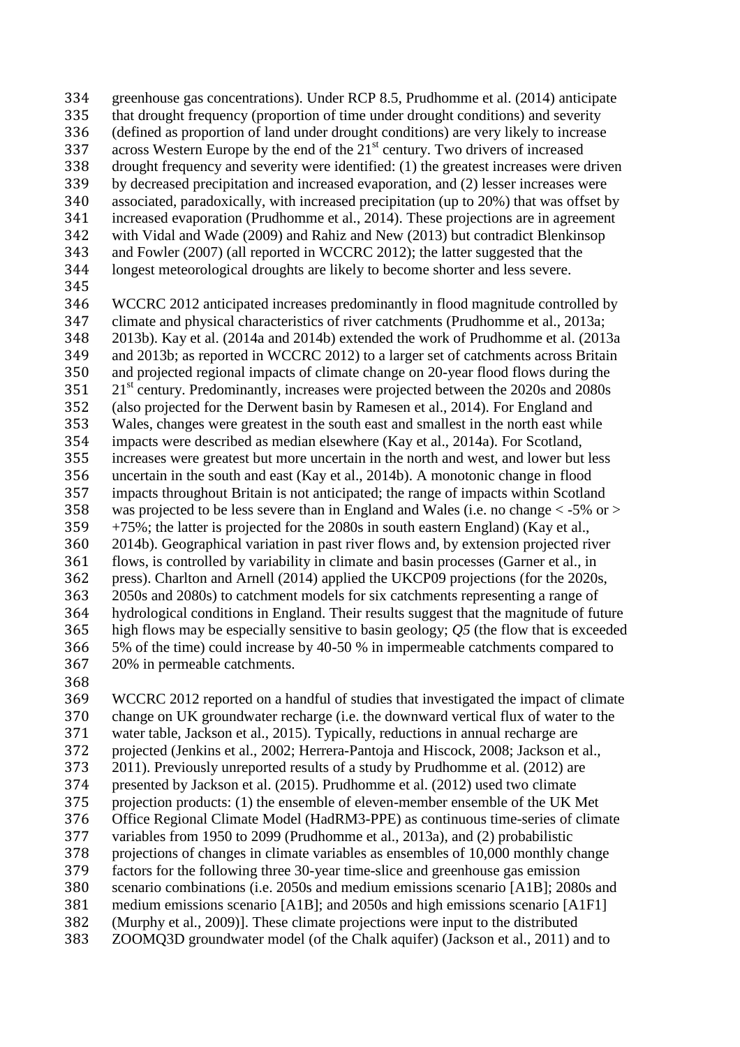greenhouse gas concentrations). Under RCP 8.5, Prudhomme et al. (2014) anticipate that drought frequency (proportion of time under drought conditions) and severity (defined as proportion of land under drought conditions) are very likely to increase across Western Europe by the end of the $21^{st}$ century. Two drivers of increased drought frequency and severity were identified: (1) the greatest increases were driven by decreased precipitation and increased evaporation, and (2) lesser increases were associated, paradoxically, with increased precipitation (up to 20%) that was offset by increased evaporation (Prudhomme et al., 2014). These projections are in agreement with Vidal and Wade (2009) and Rahiz and New (2013) but contradict Blenkinsop and Fowler (2007) (all reported in WCCRC 2012); the latter suggested that the longest meteorological droughts are likely to become shorter and less severe.

WCCRC 2012 anticipated increases predominantly in flood magnitude controlled by climate and physical characteristics of river catchments (Prudhomme et al., 2013a; 2013b). Kay et al. (2014a and 2014b) extended the work of Prudhomme et al. (2013a and 2013b; as reported in WCCRC 2012) to a larger set of catchments across Britain and projected regional impacts of climate change on 20-year flood flows during the $21^{st}$ century. Predominantly, increases were projected between the 2020s and 2080s (also projected for the Derwent basin by Ramesen et al., 2014). For England and Wales, changes were greatest in the south east and smallest in the north east while impacts were described as median elsewhere (Kay et al., 2014a). For Scotland, increases were greatest but more uncertain in the north and west, and lower but less uncertain in the south and east (Kay et al., 2014b). A monotonic change in flood impacts throughout Britain is not anticipated; the range of impacts within Scotland was projected to be less severe than in England and Wales (i.e. no change < -5% or > +75%; the latter is projected for the 2080s in south eastern England) (Kay et al., 2014b). Geographical variation in past river flows and, by extension projected river flows, is controlled by variability in climate and basin processes (Garner et al., in press). Charlton and Arnell (2014) applied the UKCP09 projections (for the 2020s, 2050s and 2080s) to catchment models for six catchments representing a range of hydrological conditions in England. Their results suggest that the magnitude of future high flows may be especially sensitive to basin geology; *Q5* (the flow that is exceeded 5% of the time) could increase by 40-50 % in impermeable catchments compared to 20% in permeable catchments.

WCCRC 2012 reported on a handful of studies that investigated the impact of climate change on UK groundwater recharge (i.e. the downward vertical flux of water to the water table, Jackson et al., 2015). Typically, reductions in annual recharge are projected (Jenkins et al., 2002; Herrera-Pantoja and Hiscock, 2008; Jackson et al., 2011). Previously unreported results of a study by Prudhomme et al. (2012) are presented by Jackson et al. (2015). Prudhomme et al. (2012) used two climate projection products: (1) the ensemble of eleven-member ensemble of the UK Met Office Regional Climate Model (HadRM3-PPE) as continuous time-series of climate variables from 1950 to 2099 (Prudhomme et al., 2013a), and (2) probabilistic projections of changes in climate variables as ensembles of 10,000 monthly change factors for the following three 30-year time-slice and greenhouse gas emission scenario combinations (i.e. 2050s and medium emissions scenario [A1B]; 2080s and medium emissions scenario [A1B]; and 2050s and high emissions scenario [A1F1] (Murphy et al., 2009)]. These climate projections were input to the distributed ZOOMQ3D groundwater model (of the Chalk aquifer) (Jackson et al., 2011) and to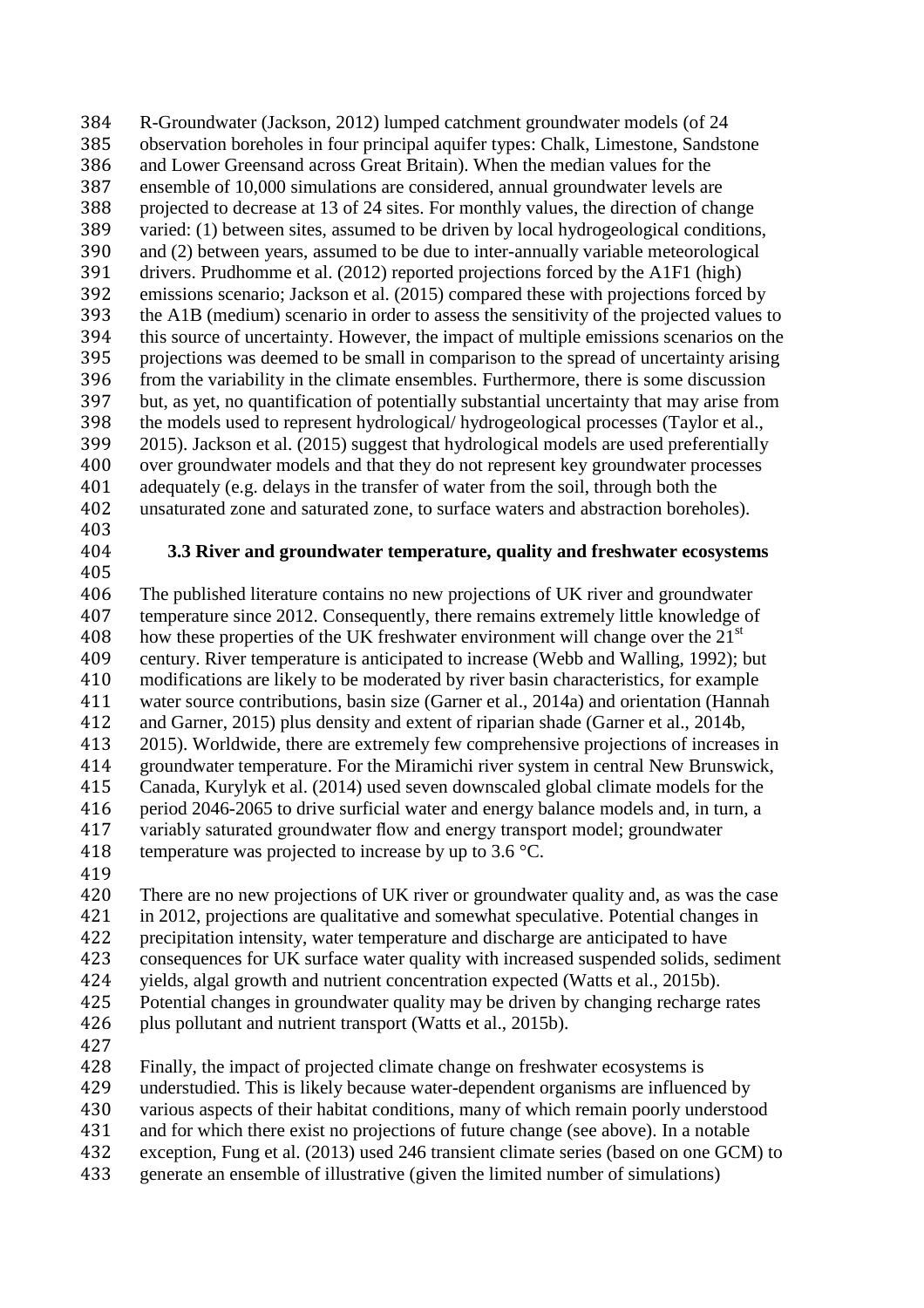R-Groundwater (Jackson, 2012) lumped catchment groundwater models (of 24 observation boreholes in four principal aquifer types: Chalk, Limestone, Sandstone and Lower Greensand across Great Britain). When the median values for the ensemble of 10,000 simulations are considered, annual groundwater levels are projected to decrease at 13 of 24 sites. For monthly values, the direction of change varied: (1) between sites, assumed to be driven by local hydrogeological conditions, and (2) between years, assumed to be due to inter-annually variable meteorological drivers. Prudhomme et al. (2012) reported projections forced by the A1F1 (high) emissions scenario; Jackson et al. (2015) compared these with projections forced by the A1B (medium) scenario in order to assess the sensitivity of the projected values to this source of uncertainty. However, the impact of multiple emissions scenarios on the projections was deemed to be small in comparison to the spread of uncertainty arising from the variability in the climate ensembles. Furthermore, there is some discussion but, as yet, no quantification of potentially substantial uncertainty that may arise from the models used to represent hydrological/ hydrogeological processes (Taylor et al., 2015). Jackson et al. (2015) suggest that hydrological models are used preferentially over groundwater models and that they do not represent key groundwater processes adequately (e.g. delays in the transfer of water from the soil, through both the unsaturated zone and saturated zone, to surface waters and abstraction boreholes).

### 3.3 River and groundwater temperature, quality and freshwater ecosystems

The published literature contains no new projections of UK river and groundwater temperature since 2012. Consequently, there remains extremely little knowledge of how these properties of the UK freshwater environment will change over the 21st century. River temperature is anticipated to increase (Webb and Walling, 1992); but modifications are likely to be moderated by river basin characteristics, for example water source contributions, basin size (Garner et al., 2014a) and orientation (Hannah and Garner, 2015) plus density and extent of riparian shade (Garner et al., 2014b, 2015). Worldwide, there are extremely few comprehensive projections of increases in groundwater temperature. For the Miramichi river system in central New Brunswick, Canada, Kurylyk et al. (2014) used seven downscaled global climate models for the period 2046-2065 to drive surficial water and energy balance models and, in turn, a variably saturated groundwater flow and energy transport model; groundwater temperature was projected to increase by up to 3.6 °C.

There are no new projections of UK river or groundwater quality and, as was the case in 2012, projections are qualitative and somewhat speculative. Potential changes in precipitation intensity, water temperature and discharge are anticipated to have consequences for UK surface water quality with increased suspended solids, sediment yields, algal growth and nutrient concentration expected (Watts et al., 2015b). Potential changes in groundwater quality may be driven by changing recharge rates plus pollutant and nutrient transport (Watts et al., 2015b).

Finally, the impact of projected climate change on freshwater ecosystems is understudied. This is likely because water-dependent organisms are influenced by various aspects of their habitat conditions, many of which remain poorly understood and for which there exist no projections of future change (see above). In a notable exception, Fung et al. (2013) used 246 transient climate series (based on one GCM) to generate an ensemble of illustrative (given the limited number of simulations)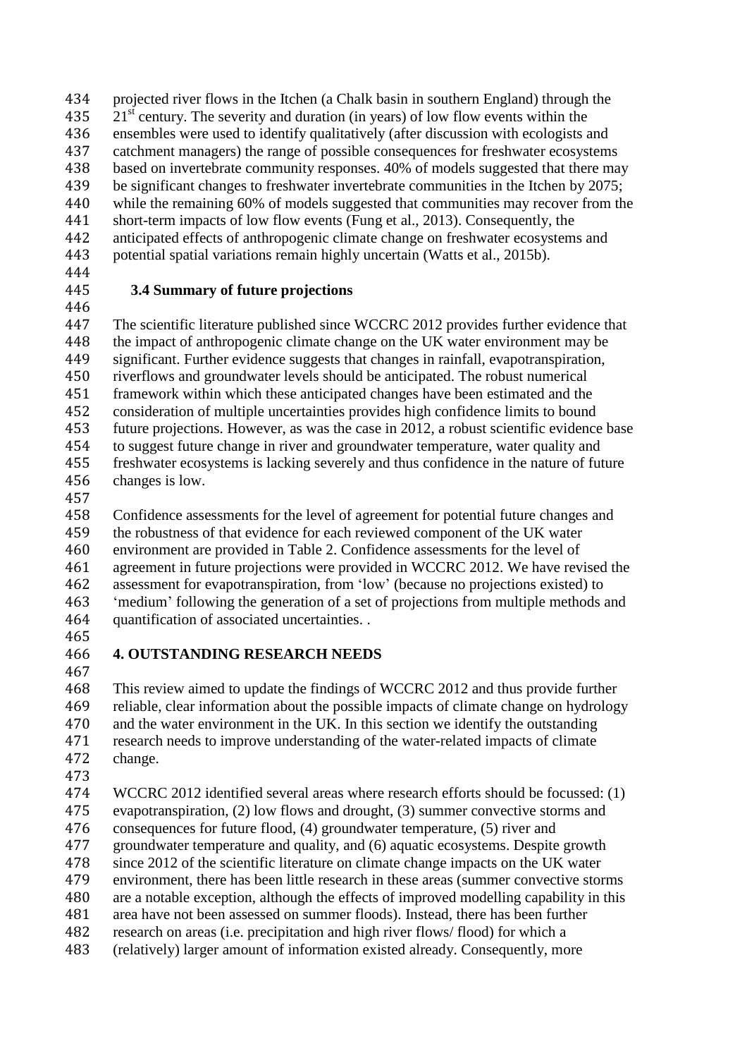projected river flows in the Itchen (a Chalk basin in southern England) through the 21st century. The severity and duration (in years) of low flow events within the ensembles were used to identify qualitatively (after discussion with ecologists and catchment managers) the range of possible consequences for freshwater ecosystems based on invertebrate community responses. 40% of models suggested that there may be significant changes to freshwater invertebrate communities in the Itchen by 2075; while the remaining 60% of models suggested that communities may recover from the short-term impacts of low flow events (Fung et al., 2013). Consequently, the anticipated effects of anthropogenic climate change on freshwater ecosystems and potential spatial variations remain highly uncertain (Watts et al., 2015b).

### 3.4 Summary of future projections

The scientific literature published since WCCRC 2012 provides further evidence that the impact of anthropogenic climate change on the UK water environment may be significant. Further evidence suggests that changes in rainfall, evapotranspiration, riverflows and groundwater levels should be anticipated. The robust numerical framework within which these anticipated changes have been estimated and the consideration of multiple uncertainties provides high confidence limits to bound future projections. However, as was the case in 2012, a robust scientific evidence base to suggest future change in river and groundwater temperature, water quality and freshwater ecosystems is lacking severely and thus confidence in the nature of future changes is low.

Confidence assessments for the level of agreement for potential future changes and the robustness of that evidence for each reviewed component of the UK water environment are provided in Table 2. Confidence assessments for the level of agreement in future projections were provided in WCCRC 2012. We have revised the assessment for evapotranspiration, from 'low' (because no projections existed) to 'medium' following the generation of a set of projections from multiple methods and quantification of associated uncertainties. .

## 4. OUTSTANDING RESEARCH NEEDS

This review aimed to update the findings of WCCRC 2012 and thus provide further reliable, clear information about the possible impacts of climate change on hydrology and the water environment in the UK. In this section we identify the outstanding research needs to improve understanding of the water-related impacts of climate change.

WCCRC 2012 identified several areas where research efforts should be focussed: (1) evapotranspiration, (2) low flows and drought, (3) summer convective storms and consequences for future flood, (4) groundwater temperature, (5) river and groundwater temperature and quality, and (6) aquatic ecosystems. Despite growth since 2012 of the scientific literature on climate change impacts on the UK water environment, there has been little research in these areas (summer convective storms are a notable exception, although the effects of improved modelling capability in this area have not been assessed on summer floods). Instead, there has been further research on areas (i.e. precipitation and high river flows/ flood) for which a (relatively) larger amount of information existed already. Consequently, more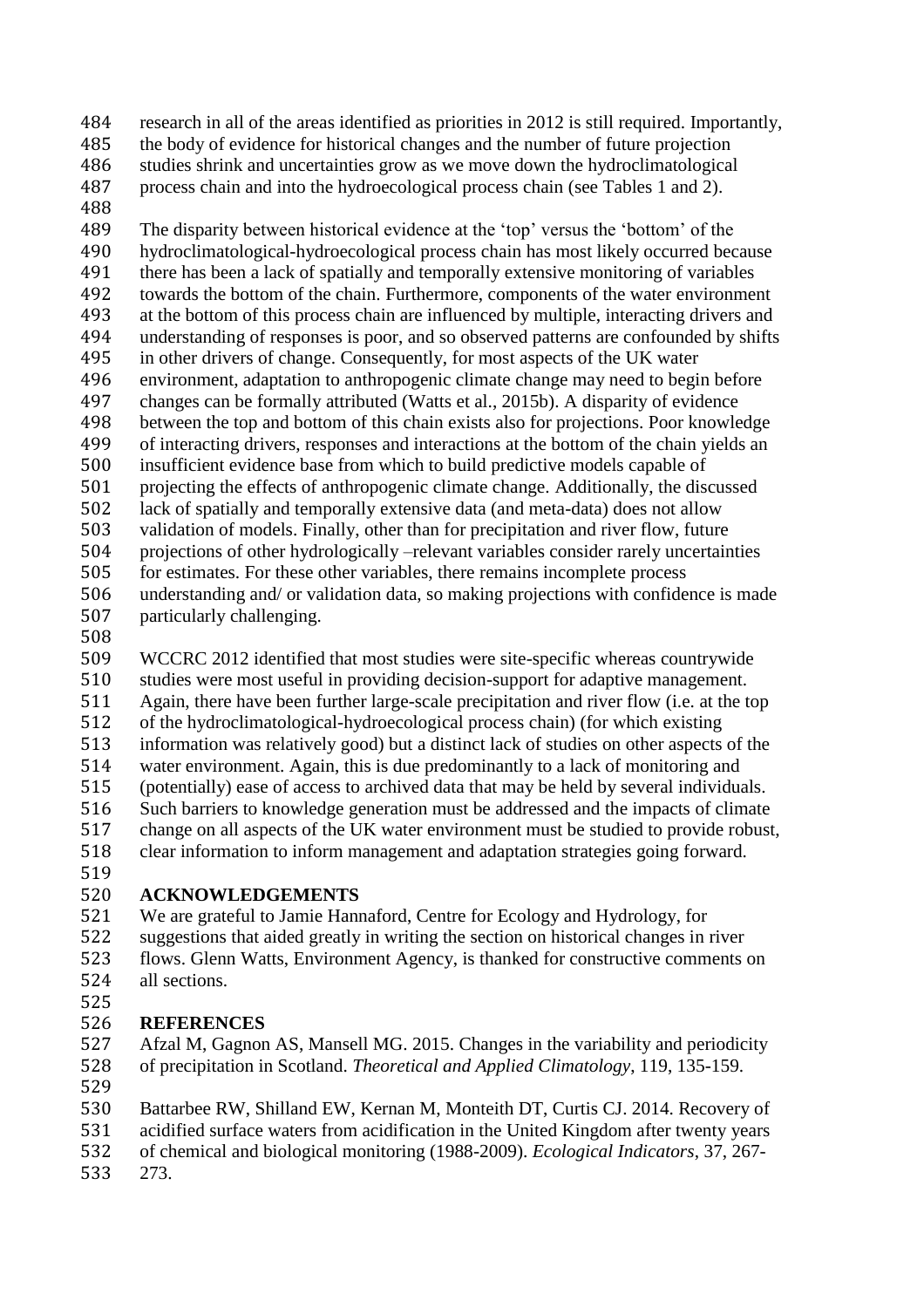research in all of the areas identified as priorities in 2012 is still required. Importantly, the body of evidence for historical changes and the number of future projection studies shrink and uncertainties grow as we move down the hydroclimatological process chain and into the hydroecological process chain (see Tables 1 and 2).

The disparity between historical evidence at the 'top' versus the 'bottom' of the hydroclimatological-hydroecological process chain has most likely occurred because there has been a lack of spatially and temporally extensive monitoring of variables towards the bottom of the chain. Furthermore, components of the water environment at the bottom of this process chain are influenced by multiple, interacting drivers and understanding of responses is poor, and so observed patterns are confounded by shifts in other drivers of change. Consequently, for most aspects of the UK water environment, adaptation to anthropogenic climate change may need to begin before changes can be formally attributed (Watts et al., 2015b). A disparity of evidence between the top and bottom of this chain exists also for projections. Poor knowledge of interacting drivers, responses and interactions at the bottom of the chain yields an insufficient evidence base from which to build predictive models capable of projecting the effects of anthropogenic climate change. Additionally, the discussed lack of spatially and temporally extensive data (and meta-data) does not allow validation of models. Finally, other than for precipitation and river flow, future projections of other hydrologically –relevant variables consider rarely uncertainties for estimates. For these other variables, there remains incomplete process understanding and/ or validation data, so making projections with confidence is made particularly challenging.

WCCRC 2012 identified that most studies were site-specific whereas countrywide studies were most useful in providing decision-support for adaptive management. Again, there have been further large-scale precipitation and river flow (i.e. at the top of the hydroclimatological-hydroecological process chain) (for which existing information was relatively good) but a distinct lack of studies on other aspects of the water environment. Again, this is due predominantly to a lack of monitoring and (potentially) ease of access to archived data that may be held by several individuals. Such barriers to knowledge generation must be addressed and the impacts of climate change on all aspects of the UK water environment must be studied to provide robust, clear information to inform management and adaptation strategies going forward.

## ACKNOWLEDGEMENTS

We are grateful to Jamie Hannaford, Centre for Ecology and Hydrology, for suggestions that aided greatly in writing the section on historical changes in river flows. Glenn Watts, Environment Agency, is thanked for constructive comments on all sections.

## REFERENCES

Afzal M, Gagnon AS, Mansell MG. 2015. Changes in the variability and periodicity of precipitation in Scotland. *Theoretical and Applied Climatology*, 119, 135-159.

Battarbee RW, Shilland EW, Kernan M, Monteith DT, Curtis CJ. 2014. Recovery of acidified surface waters from acidification in the United Kingdom after twenty years of chemical and biological monitoring (1988-2009). *Ecological Indicators*, 37, 267-273.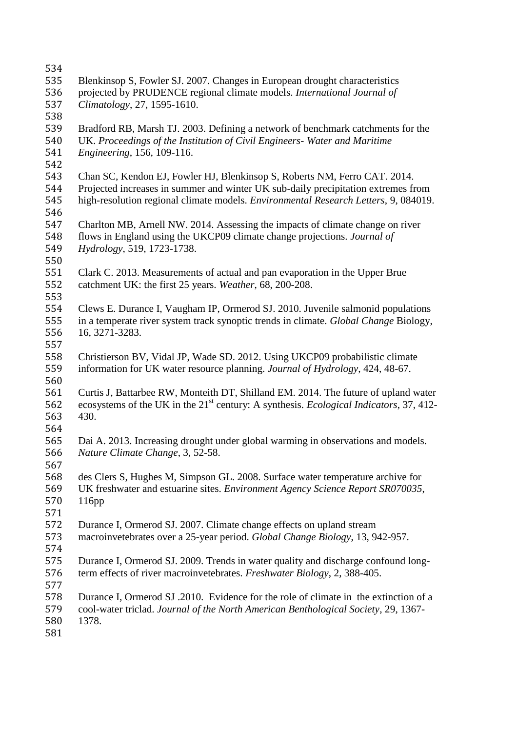Blenkinsop S, Fowler SJ. 2007. Changes in European drought characteristics projected by PRUDENCE regional climate models. *International Journal of Climatology*, 27, 1595-1610.

Bradford RB, Marsh TJ. 2003. Defining a network of benchmark catchments for the UK. *Proceedings of the Institution of Civil Engineers- Water and Maritime Engineering*, 156, 109-116.

Chan SC, Kendon EJ, Fowler HJ, Blenkinsop S, Roberts NM, Ferro CAT. 2014. Projected increases in summer and winter UK sub-daily precipitation extremes from high-resolution regional climate models. *Environmental Research Letters*, 9, 084019.

Charlton MB, Arnell NW. 2014. Assessing the impacts of climate change on river flows in England using the UKCP09 climate change projections. *Journal of Hydrology*, 519, 1723-1738.

Clark C. 2013. Measurements of actual and pan evaporation in the Upper Brue catchment UK: the first 25 years. *Weather*, 68, 200-208.

Clews E. Durance I, Vaugham IP, Ormerod SJ. 2010. Juvenile salmonid populations in a temperate river system track synoptic trends in climate. *Global Change* Biology, 16, 3271-3283.

Christierson BV, Vidal JP, Wade SD. 2012. Using UKCP09 probabilistic climate information for UK water resource planning. *Journal of Hydrology*, 424, 48-67.

Curtis J, Battarbee RW, Monteith DT, Shilland EM. 2014. The future of upland water ecosystems of the UK in the 21st century: A synthesis. *Ecological Indicators*, 37, 412-430.

Dai A. 2013. Increasing drought under global warming in observations and models. *Nature Climate Change*, 3, 52-58.

des Clers S, Hughes M, Simpson GL. 2008. Surface water temperature archive for UK freshwater and estuarine sites. *Environment Agency Science Report SR070035*, 116pp

Durance I, Ormerod SJ. 2007. Climate change effects on upland stream macroinvetebrates over a 25-year period. *Global Change Biology*, 13, 942-957.

Durance I, Ormerod SJ. 2009. Trends in water quality and discharge confound long-term effects of river macroinvetebrates. *Freshwater Biology*, 2, 388-405.

Durance I, Ormerod SJ .2010. Evidence for the role of climate in the extinction of a cool-water triclad. *Journal of the North American Benthological Society*, 29, 1367-1378.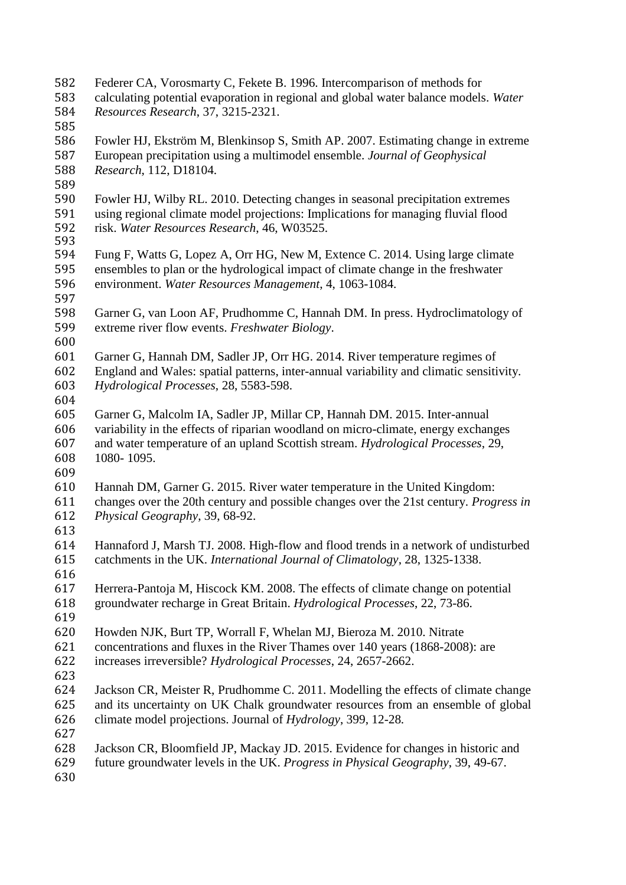Federer CA, Vorosmarty C, Fekete B. 1996. Intercomparison of methods for calculating potential evaporation in regional and global water balance models. *Water Resources Research*, 37, 3215-2321.

Fowler HJ, Ekström M, Blenkinsop S, Smith AP. 2007. Estimating change in extreme European precipitation using a multimodel ensemble. *Journal of Geophysical Research*, 112, D18104.

Fowler HJ, Wilby RL. 2010. Detecting changes in seasonal precipitation extremes using regional climate model projections: Implications for managing fluvial flood risk. *Water Resources Research*, 46, W03525.

Fung F, Watts G, Lopez A, Orr HG, New M, Extence C. 2014. Using large climate ensembles to plan or the hydrological impact of climate change in the freshwater environment. *Water Resources Management*, 4, 1063-1084.

Garner G, van Loon AF, Prudhomme C, Hannah DM. In press. Hydroclimatology of extreme river flow events. *Freshwater Biology*.

Garner G, Hannah DM, Sadler JP, Orr HG. 2014. River temperature regimes of England and Wales: spatial patterns, inter-annual variability and climatic sensitivity. *Hydrological Processes*, 28, 5583-598.

Garner G, Malcolm IA, Sadler JP, Millar CP, Hannah DM. 2015. Inter-annual variability in the effects of riparian woodland on micro-climate, energy exchanges and water temperature of an upland Scottish stream. *Hydrological Processes*, 29, 1080- 1095.

Hannah DM, Garner G. 2015. River water temperature in the United Kingdom: changes over the 20th century and possible changes over the 21st century. *Progress in Physical Geography*, 39, 68-92.

Hannaford J, Marsh TJ. 2008. High-flow and flood trends in a network of undisturbed catchments in the UK. *International Journal of Climatology*, 28, 1325-1338.

Herrera-Pantoja M, Hiscock KM. 2008. The effects of climate change on potential groundwater recharge in Great Britain. *Hydrological Processes*, 22, 73-86.

Howden NJK, Burt TP, Worrall F, Whelan MJ, Bieroza M. 2010. Nitrate concentrations and fluxes in the River Thames over 140 years (1868-2008): are increases irreversible? *Hydrological Processes*, 24, 2657-2662.

Jackson CR, Meister R, Prudhomme C. 2011. Modelling the effects of climate change and its uncertainty on UK Chalk groundwater resources from an ensemble of global climate model projections. Journal of *Hydrology*, 399, 12-28.

Jackson CR, Bloomfield JP, Mackay JD. 2015. Evidence for changes in historic and future groundwater levels in the UK. *Progress in Physical Geography*, 39, 49-67.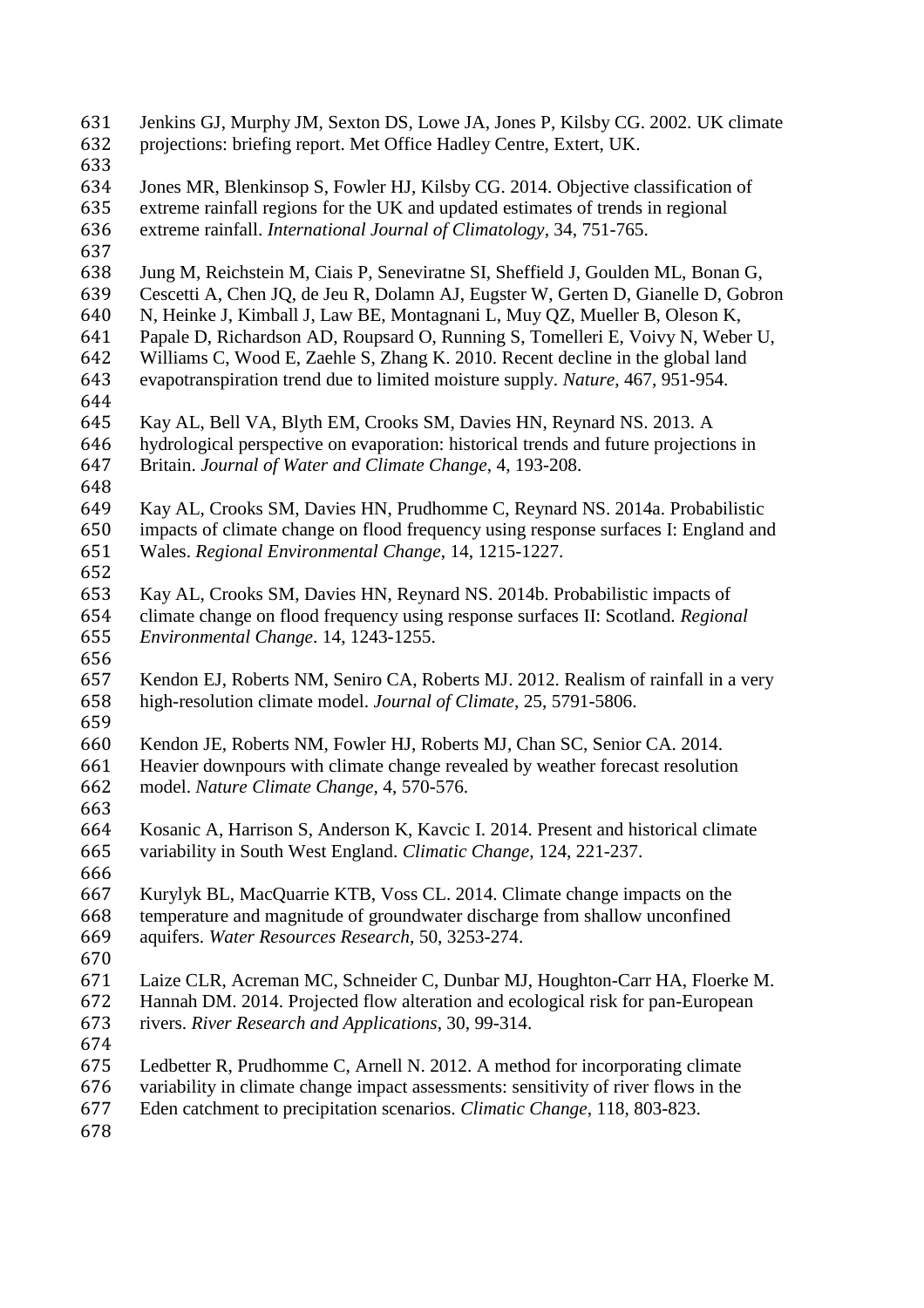Jenkins GJ, Murphy JM, Sexton DS, Lowe JA, Jones P, Kilsby CG. 2002. UK climate projections: briefing report. Met Office Hadley Centre, Extert, UK.

Jones MR, Blenkinsop S, Fowler HJ, Kilsby CG. 2014. Objective classification of extreme rainfall regions for the UK and updated estimates of trends in regional extreme rainfall. *International Journal of Climatology*, 34, 751-765.

Jung M, Reichstein M, Ciais P, Seneviratne SI, Sheffield J, Goulden ML, Bonan G, Cescetti A, Chen JQ, de Jeu R, Dolamn AJ, Eugster W, Gerten D, Gianelle D, Gobron N, Heinke J, Kimball J, Law BE, Montagnani L, Muy QZ, Mueller B, Oleson K, Papale D, Richardson AD, Roupsard O, Running S, Tomelleri E, Voivy N, Weber U, Williams C, Wood E, Zaehle S, Zhang K. 2010. Recent decline in the global land evapotranspiration trend due to limited moisture supply. *Nature*, 467, 951-954.

Kay AL, Bell VA, Blyth EM, Crooks SM, Davies HN, Reynard NS. 2013. A hydrological perspective on evaporation: historical trends and future projections in Britain. *Journal of Water and Climate Change*, 4, 193-208.

Kay AL, Crooks SM, Davies HN, Prudhomme C, Reynard NS. 2014a. Probabilistic impacts of climate change on flood frequency using response surfaces I: England and Wales. *Regional Environmental Change*, 14, 1215-1227.

Kay AL, Crooks SM, Davies HN, Reynard NS. 2014b. Probabilistic impacts of climate change on flood frequency using response surfaces II: Scotland. *Regional Environmental Change*. 14, 1243-1255.

Kendon EJ, Roberts NM, Seniro CA, Roberts MJ. 2012. Realism of rainfall in a very high-resolution climate model. *Journal of Climate*, 25, 5791-5806.

Kendon JE, Roberts NM, Fowler HJ, Roberts MJ, Chan SC, Senior CA. 2014. Heavier downpours with climate change revealed by weather forecast resolution model. *Nature Climate Change*, 4, 570-576.

Kosanic A, Harrison S, Anderson K, Kavcic I. 2014. Present and historical climate variability in South West England. *Climatic Change*, 124, 221-237.

Kurylyk BL, MacQuarrie KTB, Voss CL. 2014. Climate change impacts on the temperature and magnitude of groundwater discharge from shallow unconfined aquifers. *Water Resources Research*, 50, 3253-274.

Laize CLR, Acreman MC, Schneider C, Dunbar MJ, Houghton-Carr HA, Floerke M. Hannah DM. 2014. Projected flow alteration and ecological risk for pan-European rivers. *River Research and Applications*, 30, 99-314.

Ledbetter R, Prudhomme C, Arnell N. 2012. A method for incorporating climate variability in climate change impact assessments: sensitivity of river flows in the Eden catchment to precipitation scenarios. *Climatic Change*, 118, 803-823.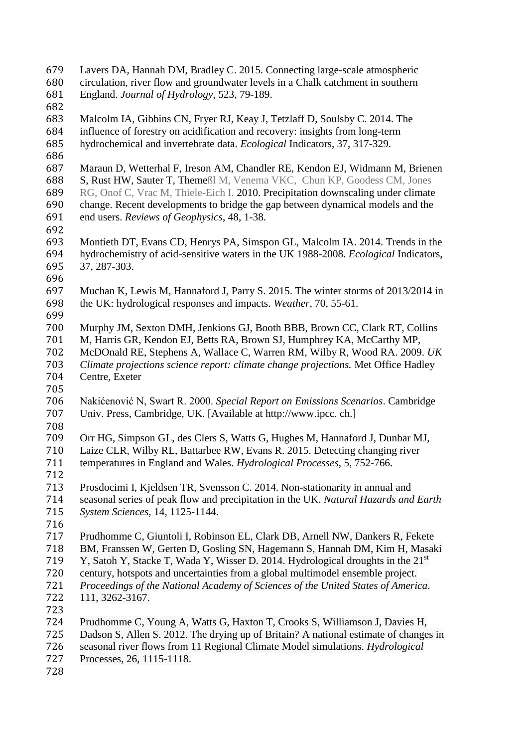Lavers DA, Hannah DM, Bradley C. 2015. Connecting large-scale atmospheric circulation, river flow and groundwater levels in a Chalk catchment in southern England. *Journal of Hydrology*, 523, 79-189.

Malcolm IA, Gibbins CN, Fryer RJ, Keay J, Tetzlaff D, Soulsby C. 2014. The influence of forestry on acidification and recovery: insights from long-term hydrochemical and invertebrate data. *Ecological* Indicators, 37, 317-329.

Maraun D, Wetterhal F, Ireson AM, Chandler RE, Kendon EJ, Widmann M, Brienen S, Rust HW, Sauter T, Themeßl M, Venema VKC, Chun KP, Goodess CM, Jones RG, Onof C, Vrac M, Thiele-Eich I. 2010. Precipitation downscaling under climate change. Recent developments to bridge the gap between dynamical models and the end users. *Reviews of Geophysics*, 48, 1-38.

Montieth DT, Evans CD, Henrys PA, Simspon GL, Malcolm IA. 2014. Trends in the hydrochemistry of acid-sensitive waters in the UK 1988-2008. *Ecological* Indicators, 37, 287-303.

Muchan K, Lewis M, Hannaford J, Parry S. 2015. The winter storms of 2013/2014 in the UK: hydrological responses and impacts. *Weather*, 70, 55-61.

Murphy JM, Sexton DMH, Jenkions GJ, Booth BBB, Brown CC, Clark RT, Collins M, Harris GR, Kendon EJ, Betts RA, Brown SJ, Humphrey KA, McCarthy MP, McDOnald RE, Stephens A, Wallace C, Warren RM, Wilby R, Wood RA. 2009. *UK Climate projections science report: climate change projections.* Met Office Hadley Centre, Exeter

Nakićenović N, Swart R. 2000. *Special Report on Emissions Scenarios*. Cambridge Univ. Press, Cambridge, UK. [Available at http://www.ipcc. ch.]

Orr HG, Simpson GL, des Clers S, Watts G, Hughes M, Hannaford J, Dunbar MJ, Laize CLR, Wilby RL, Battarbee RW, Evans R. 2015. Detecting changing river temperatures in England and Wales. *Hydrological Processes*, 5, 752-766.

Prosdocimi I, Kjeldsen TR, Svensson C. 2014. Non-stationarity in annual and seasonal series of peak flow and precipitation in the UK. *Natural Hazards and Earth System Sciences*, 14, 1125-1144.

Prudhomme C, Giuntoli I, Robinson EL, Clark DB, Arnell NW, Dankers R, Fekete BM, Franssen W, Gerten D, Gosling SN, Hagemann S, Hannah DM, Kim H, Masaki Y, Satoh Y, Stacke T, Wada Y, Wisser D. 2014. Hydrological droughts in the 21st century, hotspots and uncertainties from a global multimodel ensemble project. *Proceedings of the National Academy of Sciences of the United States of America*. 111, 3262-3167.

Prudhomme C, Young A, Watts G, Haxton T, Crooks S, Williamson J, Davies H, Dadson S, Allen S. 2012. The drying up of Britain? A national estimate of changes in seasonal river flows from 11 Regional Climate Model simulations. *Hydrological* Processes, 26, 1115-1118.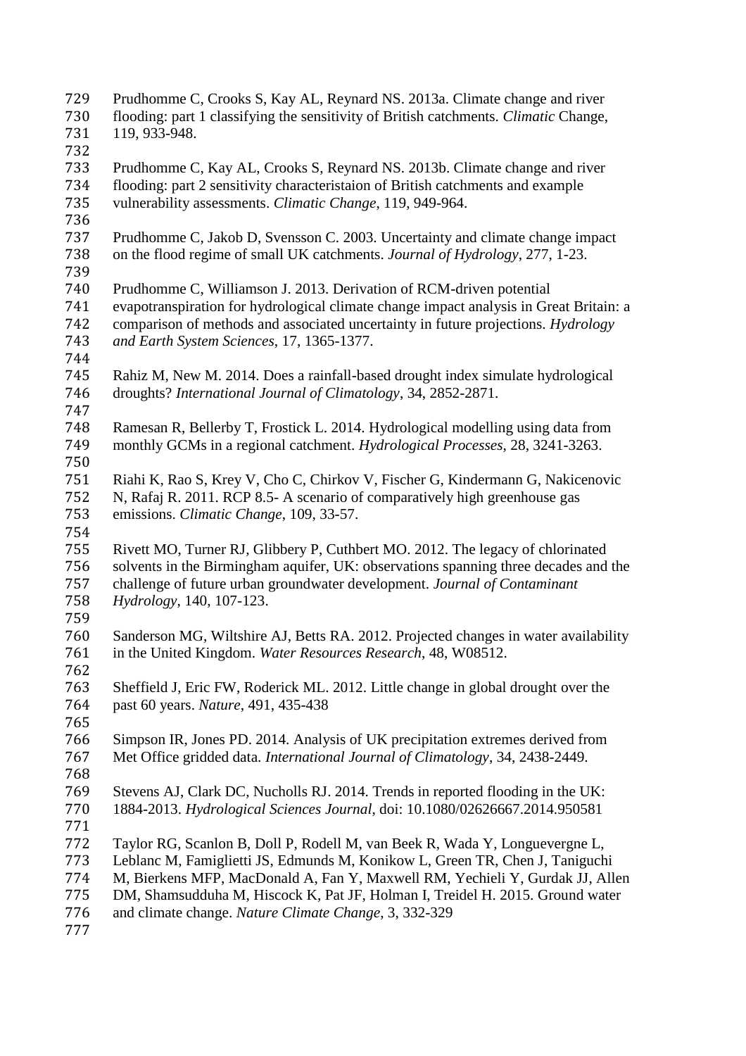Prudhomme C, Crooks S, Kay AL, Reynard NS. 2013a. Climate change and river flooding: part 1 classifying the sensitivity of British catchments. *Climatic* Change, 119, 933-948.

Prudhomme C, Kay AL, Crooks S, Reynard NS. 2013b. Climate change and river flooding: part 2 sensitivity characteristaion of British catchments and example vulnerability assessments. *Climatic Change*, 119, 949-964.

Prudhomme C, Jakob D, Svensson C. 2003. Uncertainty and climate change impact on the flood regime of small UK catchments. *Journal of Hydrology*, 277, 1-23.

Prudhomme C, Williamson J. 2013. Derivation of RCM-driven potential evapotranspiration for hydrological climate change impact analysis in Great Britain: a comparison of methods and associated uncertainty in future projections. *Hydrology and Earth System Sciences*, 17, 1365-1377.

Rahiz M, New M. 2014. Does a rainfall-based drought index simulate hydrological droughts? *International Journal of Climatology*, 34, 2852-2871.

Ramesan R, Bellerby T, Frostick L. 2014. Hydrological modelling using data from monthly GCMs in a regional catchment. *Hydrological Processes*, 28, 3241-3263.

Riahi K, Rao S, Krey V, Cho C, Chirkov V, Fischer G, Kindermann G, Nakicenovic N, Rafaj R. 2011. RCP 8.5- A scenario of comparatively high greenhouse gas emissions. *Climatic Change*, 109, 33-57.

Rivett MO, Turner RJ, Glibbery P, Cuthbert MO. 2012. The legacy of chlorinated solvents in the Birmingham aquifer, UK: observations spanning three decades and the challenge of future urban groundwater development. *Journal of Contaminant Hydrology*, 140, 107-123.

Sanderson MG, Wiltshire AJ, Betts RA. 2012. Projected changes in water availability in the United Kingdom. *Water Resources Research*, 48, W08512.

Sheffield J, Eric FW, Roderick ML. 2012. Little change in global drought over the past 60 years. *Nature*, 491, 435-438

Simpson IR, Jones PD. 2014. Analysis of UK precipitation extremes derived from Met Office gridded data. *International Journal of Climatology*, 34, 2438-2449.

Stevens AJ, Clark DC, Nucholls RJ. 2014. Trends in reported flooding in the UK: 1884-2013. *Hydrological Sciences Journal*, doi: 10.1080/02626667.2014.950581

Taylor RG, Scanlon B, Doll P, Rodell M, van Beek R, Wada Y, Longuevergne L, Leblanc M, Famiglietti JS, Edmunds M, Konikow L, Green TR, Chen J, Taniguchi M, Bierkens MFP, MacDonald A, Fan Y, Maxwell RM, Yechieli Y, Gurdak JJ, Allen DM, Shamsudduha M, Hiscock K, Pat JF, Holman I, Treidel H. 2015. Ground water and climate change. *Nature Climate Change*, 3, 332-329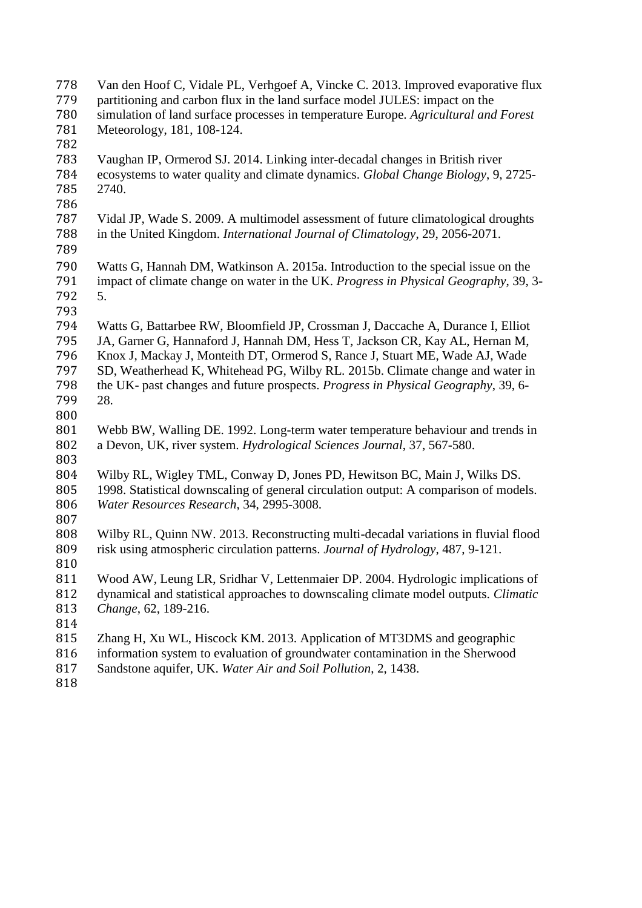Van den Hoof C, Vidale PL, Verhgoef A, Vincke C. 2013. Improved evaporative flux partitioning and carbon flux in the land surface model JULES: impact on the simulation of land surface processes in temperature Europe. *Agricultural and Forest* Meteorology, 181, 108-124.

Vaughan IP, Ormerod SJ. 2014. Linking inter-decadal changes in British river ecosystems to water quality and climate dynamics. *Global Change Biology*, 9, 2725-2740.

Vidal JP, Wade S. 2009. A multimodel assessment of future climatological droughts in the United Kingdom. *International Journal of Climatology*, 29, 2056-2071.

Watts G, Hannah DM, Watkinson A. 2015a. Introduction to the special issue on the impact of climate change on water in the UK. *Progress in Physical Geography*, 39, 3-5.

Watts G, Battarbee RW, Bloomfield JP, Crossman J, Daccache A, Durance I, Elliot JA, Garner G, Hannaford J, Hannah DM, Hess T, Jackson CR, Kay AL, Hernan M, Knox J, Mackay J, Monteith DT, Ormerod S, Rance J, Stuart ME, Wade AJ, Wade SD, Weatherhead K, Whitehead PG, Wilby RL. 2015b. Climate change and water in the UK- past changes and future prospects. *Progress in Physical Geography*, 39, 6-28.

Webb BW, Walling DE. 1992. Long-term water temperature behaviour and trends in a Devon, UK, river system. *Hydrological Sciences Journal*, 37, 567-580.

Wilby RL, Wigley TML, Conway D, Jones PD, Hewitson BC, Main J, Wilks DS. 1998. Statistical downscaling of general circulation output: A comparison of models. *Water Resources Research*, 34, 2995-3008.

Wilby RL, Quinn NW. 2013. Reconstructing multi-decadal variations in fluvial flood risk using atmospheric circulation patterns. *Journal of Hydrology*, 487, 9-121.

Wood AW, Leung LR, Sridhar V, Lettenmaier DP. 2004. Hydrologic implications of dynamical and statistical approaches to downscaling climate model outputs. *Climatic Change*, 62, 189-216.

Zhang H, Xu WL, Hiscock KM. 2013. Application of MT3DMS and geographic information system to evaluation of groundwater contamination in the Sherwood Sandstone aquifer, UK. *Water Air and Soil Pollution*, 2, 1438.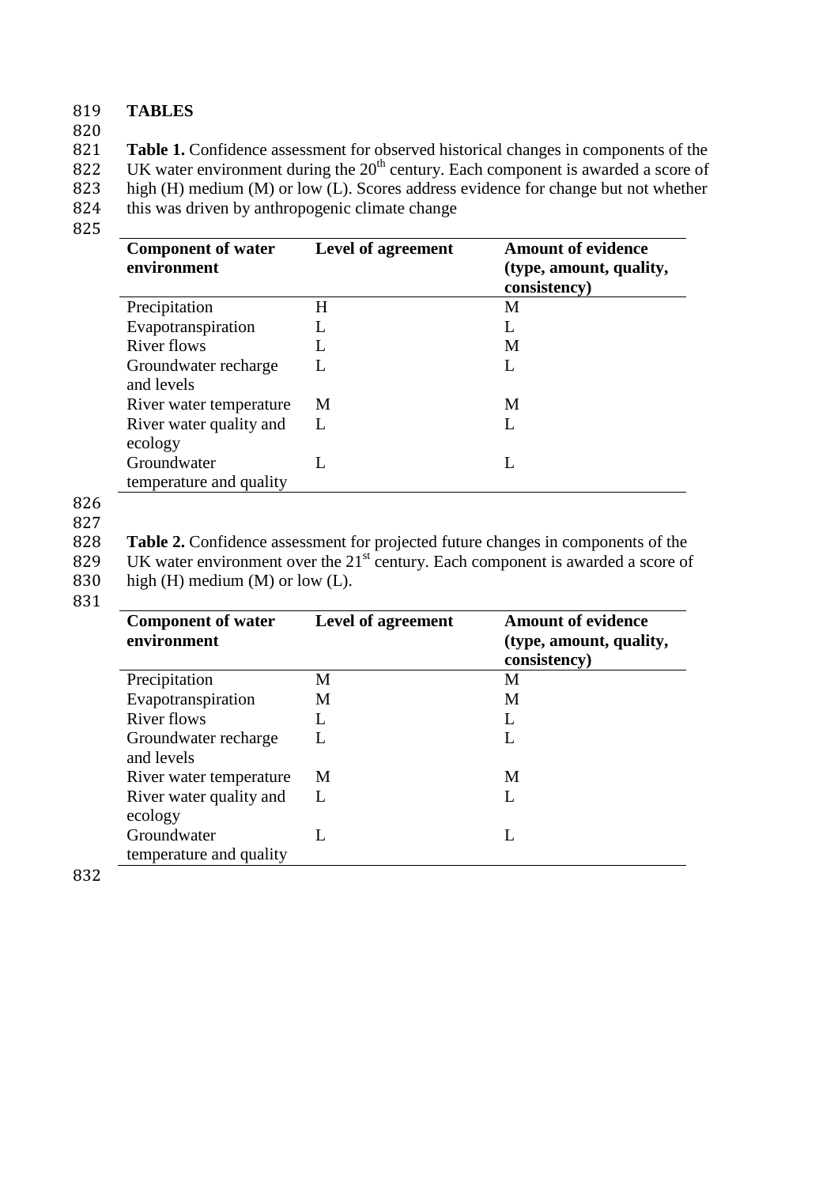# TABLES

**Table 1.** Confidence assessment for observed historical changes in components of the UK water environment during the 20$^{th}$ century. Each component is awarded a score of high (H) medium (M) or low (L). Scores address evidence for change but not whether this was driven by anthropogenic climate change

| Component of water environment | Level of agreement | Amount of evidence (type, amount, quality, consistency) |
|---|---|---|
| Precipitation | H | M |
| Evapotranspiration | L | L |
| River flows | L | M |
| Groundwater recharge and levels | L | L |
| River water temperature | M | M |
| River water quality and ecology | L | L |
| Groundwater temperature and quality | L | L |

**Table 2.** Confidence assessment for projected future changes in components of the UK water environment over the 21$^{st}$ century. Each component is awarded a score of high (H) medium (M) or low (L).

| Component of water environment | Level of agreement | Amount of evidence (type, amount, quality, consistency) |
|---|---|---|
| Precipitation | M | M |
| Evapotranspiration | M | M |
| River flows | L | L |
| Groundwater recharge and levels | L | L |
| River water temperature | M | M |
| River water quality and ecology | L | L |
| Groundwater temperature and quality | L | L |